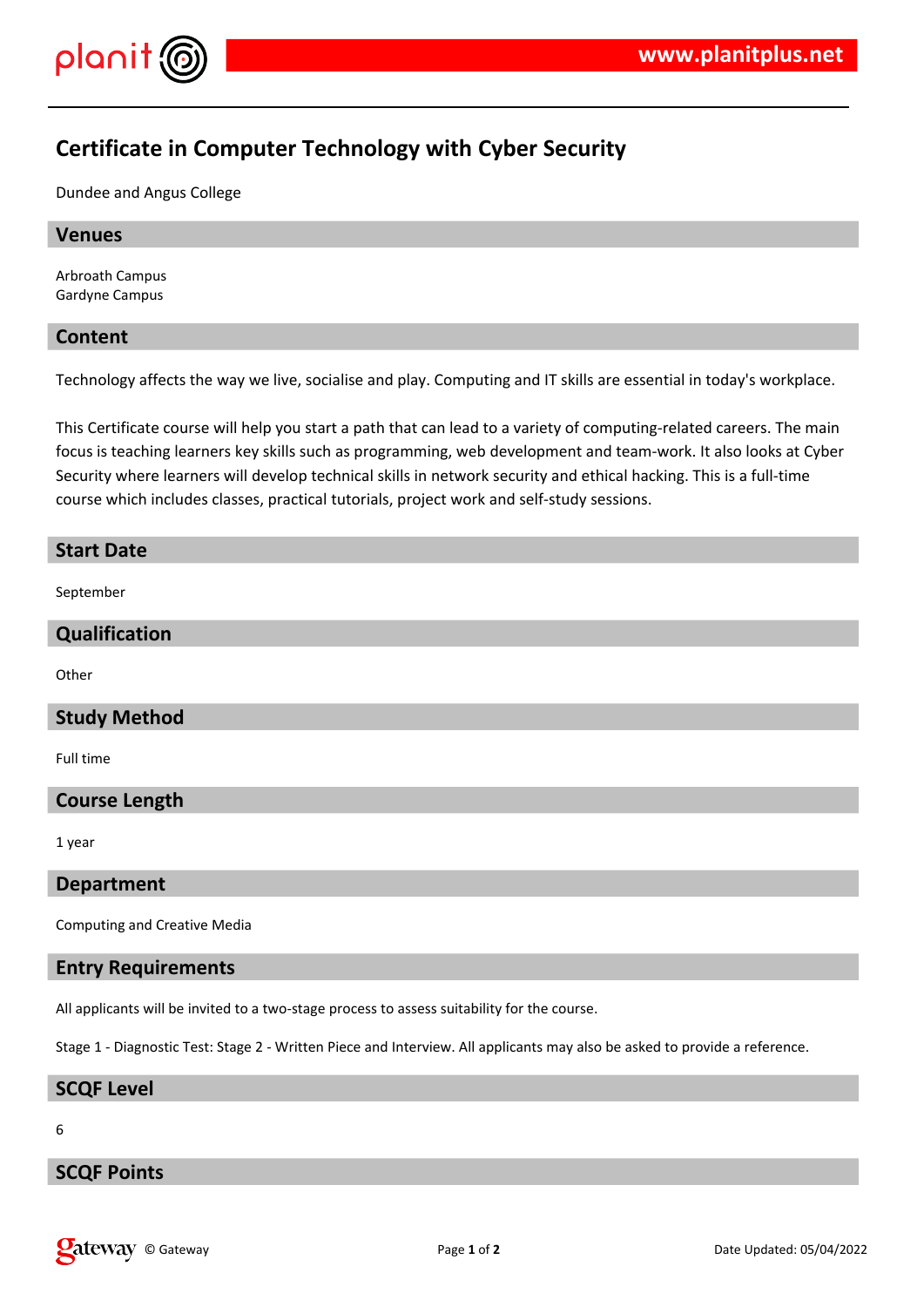# Certificate in Computer Technology with Cyber Security

Dundee and Angus College

## Venues

Arbroath Campus
Gardyne Campus

## Content

Technology affects the way we live, socialise and play. Computing and IT skills are essential in today's workplace.

This Certificate course will help you start a path that can lead to a variety of computing-related careers. The main focus is teaching learners key skills such as programming, web development and team-work. It also looks at Cyber Security where learners will develop technical skills in network security and ethical hacking. This is a full-time course which includes classes, practical tutorials, project work and self-study sessions.

## Start Date

September

## Qualification

Other

## Study Method

Full time

## Course Length

1 year

## Department

Computing and Creative Media

## Entry Requirements

All applicants will be invited to a two-stage process to assess suitability for the course.

Stage 1 - Diagnostic Test: Stage 2 - Written Piece and Interview. All applicants may also be asked to provide a reference.

## SCQF Level

6

## SCQF Points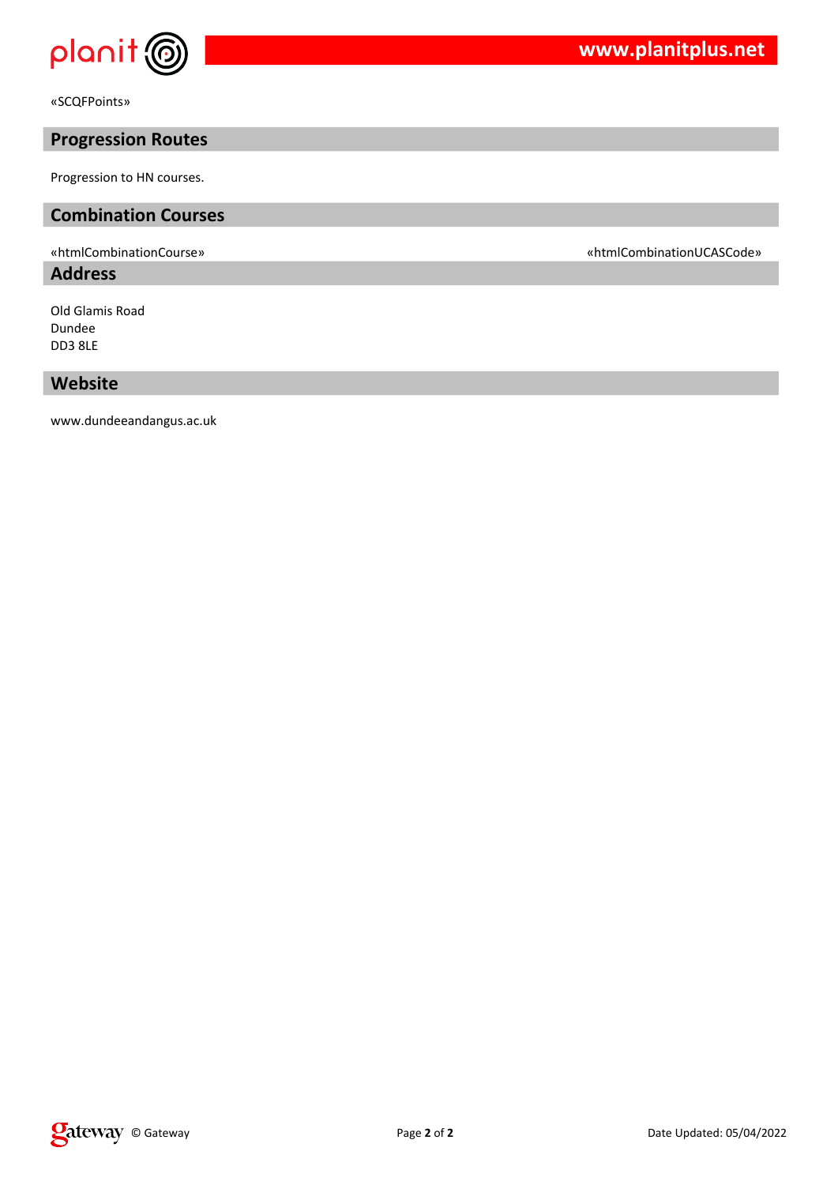«SCQFPoints»

## Progression Routes

Progression to HN courses.

## Combination Courses

«htmlCombinationCourse» «htmlCombinationUCASCode»

## Address

Old Glamis Road
Dundee
DD3 8LE

## Website

www.dundeeandangus.ac.uk